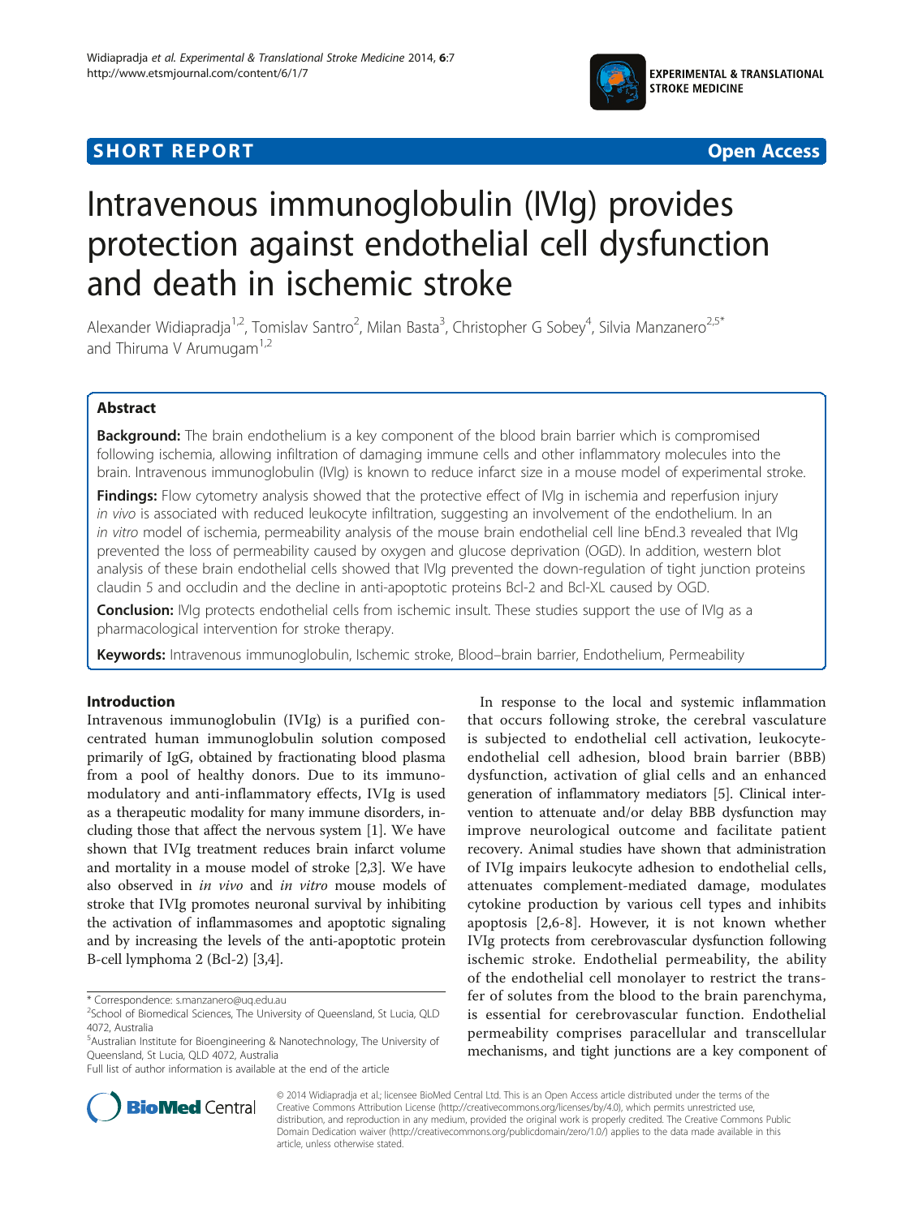**SHORT REPORT** **Open Access**

# Intravenous immunoglobulin (IVIg) provides protection against endothelial cell dysfunction and death in ischemic stroke

Alexander Widiapradja[1,2], Tomislav Santro[2], Milan Basta[3], Christopher G Sobey[4], Silvia Manzanero[2,5*] and Thiruma V Arumugam[1,2]

## Abstract

**Background:** The brain endothelium is a key component of the blood brain barrier which is compromised following ischemia, allowing infiltration of damaging immune cells and other inflammatory molecules into the brain. Intravenous immunoglobulin (IVIg) is known to reduce infarct size in a mouse model of experimental stroke.

**Findings:** Flow cytometry analysis showed that the protective effect of IVIg in ischemia and reperfusion injury *in vivo* is associated with reduced leukocyte infiltration, suggesting an involvement of the endothelium. In an *in vitro* model of ischemia, permeability analysis of the mouse brain endothelial cell line bEnd.3 revealed that IVIg prevented the loss of permeability caused by oxygen and glucose deprivation (OGD). In addition, western blot analysis of these brain endothelial cells showed that IVIg prevented the down-regulation of tight junction proteins claudin 5 and occludin and the decline in anti-apoptotic proteins Bcl-2 and Bcl-XL caused by OGD.

**Conclusion:** IVIg protects endothelial cells from ischemic insult. These studies support the use of IVIg as a pharmacological intervention for stroke therapy.

**Keywords:** Intravenous immunoglobulin, Ischemic stroke, Blood–brain barrier, Endothelium, Permeability

## Introduction

Intravenous immunoglobulin (IVIg) is a purified concentrated human immunoglobulin solution composed primarily of IgG, obtained by fractionating blood plasma from a pool of healthy donors. Due to its immunomodulatory and anti-inflammatory effects, IVIg is used as a therapeutic modality for many immune disorders, including those that affect the nervous system [1]. We have shown that IVIg treatment reduces brain infarct volume and mortality in a mouse model of stroke [2,3]. We have also observed in *in vivo* and *in vitro* mouse models of stroke that IVIg promotes neuronal survival by inhibiting the activation of inflammasomes and apoptotic signaling and by increasing the levels of the anti-apoptotic protein B-cell lymphoma 2 (Bcl-2) [3,4].

In response to the local and systemic inflammation that occurs following stroke, the cerebral vasculature is subjected to endothelial cell activation, leukocyte-endothelial cell adhesion, blood brain barrier (BBB) dysfunction, activation of glial cells and an enhanced generation of inflammatory mediators [5]. Clinical intervention to attenuate and/or delay BBB dysfunction may improve neurological outcome and facilitate patient recovery. Animal studies have shown that administration of IVIg impairs leukocyte adhesion to endothelial cells, attenuates complement-mediated damage, modulates cytokine production by various cell types and inhibits apoptosis [2,6-8]. However, it is not known whether IVIg protects from cerebrovascular dysfunction following ischemic stroke. Endothelial permeability, the ability of the endothelial cell monolayer to restrict the transfer of solutes from the blood to the brain parenchyma, is essential for cerebrovascular function. Endothelial permeability comprises paracellular and transcellular mechanisms, and tight junctions are a key component of

\* Correspondence: s.manzanero@uq.edu.au
[2]School of Biomedical Sciences, The University of Queensland, St Lucia, QLD 4072, Australia
[5]Australian Institute for Bioengineering & Nanotechnology, The University of Queensland, St Lucia, QLD 4072, Australia
Full list of author information is available at the end of the article

© 2014 Widiapradja et al.; licensee BioMed Central Ltd. This is an Open Access article distributed under the terms of the Creative Commons Attribution License (http://creativecommons.org/licenses/by/4.0), which permits unrestricted use, distribution, and reproduction in any medium, provided the original work is properly credited. The Creative Commons Public Domain Dedication waiver (http://creativecommons.org/publicdomain/zero/1.0/) applies to the data made available in this article, unless otherwise stated.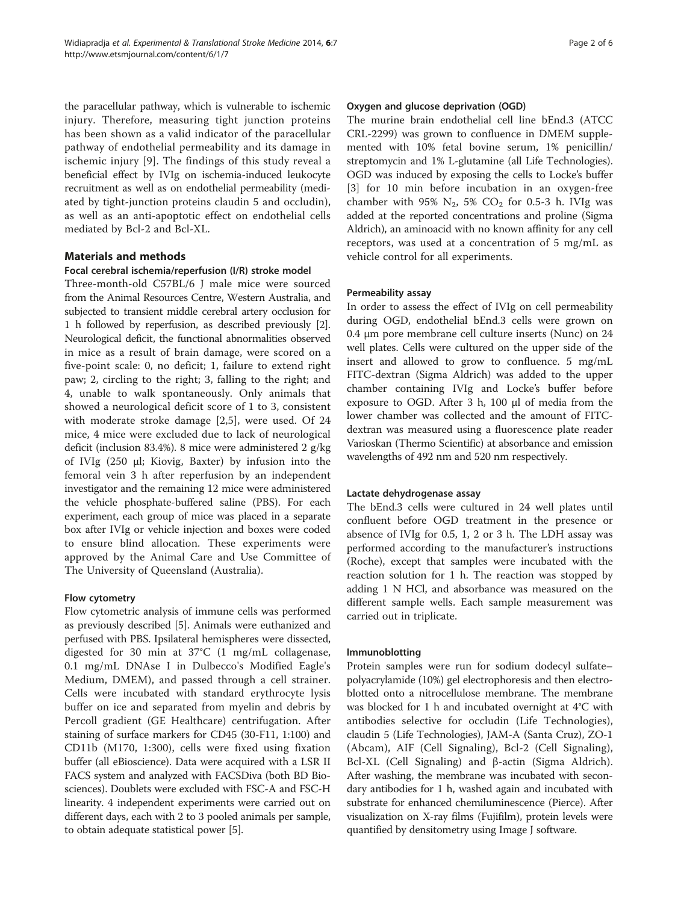the paracellular pathway, which is vulnerable to ischemic injury. Therefore, measuring tight junction proteins has been shown as a valid indicator of the paracellular pathway of endothelial permeability and its damage in ischemic injury [9]. The findings of this study reveal a beneficial effect by IVIg on ischemia-induced leukocyte recruitment as well as on endothelial permeability (mediated by tight-junction proteins claudin 5 and occludin), as well as an anti-apoptotic effect on endothelial cells mediated by Bcl-2 and Bcl-XL.

## Materials and methods

### Focal cerebral ischemia/reperfusion (I/R) stroke model

Three-month-old C57BL/6 J male mice were sourced from the Animal Resources Centre, Western Australia, and subjected to transient middle cerebral artery occlusion for 1 h followed by reperfusion, as described previously [2]. Neurological deficit, the functional abnormalities observed in mice as a result of brain damage, were scored on a five-point scale: 0, no deficit; 1, failure to extend right paw; 2, circling to the right; 3, falling to the right; and 4, unable to walk spontaneously. Only animals that showed a neurological deficit score of 1 to 3, consistent with moderate stroke damage [2,5], were used. Of 24 mice, 4 mice were excluded due to lack of neurological deficit (inclusion 83.4%). 8 mice were administered 2 g/kg of IVIg (250 μl; Kiovig, Baxter) by infusion into the femoral vein 3 h after reperfusion by an independent investigator and the remaining 12 mice were administered the vehicle phosphate-buffered saline (PBS). For each experiment, each group of mice was placed in a separate box after IVIg or vehicle injection and boxes were coded to ensure blind allocation. These experiments were approved by the Animal Care and Use Committee of The University of Queensland (Australia).

### Flow cytometry

Flow cytometric analysis of immune cells was performed as previously described [5]. Animals were euthanized and perfused with PBS. Ipsilateral hemispheres were dissected, digested for 30 min at 37°C (1 mg/mL collagenase, 0.1 mg/mL DNAse I in Dulbecco's Modified Eagle's Medium, DMEM), and passed through a cell strainer. Cells were incubated with standard erythrocyte lysis buffer on ice and separated from myelin and debris by Percoll gradient (GE Healthcare) centrifugation. After staining of surface markers for CD45 (30-F11, 1:100) and CD11b (M170, 1:300), cells were fixed using fixation buffer (all eBioscience). Data were acquired with a LSR II FACS system and analyzed with FACSDiva (both BD Biosciences). Doublets were excluded with FSC-A and FSC-H linearity. 4 independent experiments were carried out on different days, each with 2 to 3 pooled animals per sample, to obtain adequate statistical power [5].

### Oxygen and glucose deprivation (OGD)

The murine brain endothelial cell line bEnd.3 (ATCC CRL-2299) was grown to confluence in DMEM supplemented with 10% fetal bovine serum, 1% penicillin/streptomycin and 1% L-glutamine (all Life Technologies). OGD was induced by exposing the cells to Locke's buffer [3] for 10 min before incubation in an oxygen-free chamber with 95% $N_2$, 5% $CO_2$ for 0.5-3 h. IVIg was added at the reported concentrations and proline (Sigma Aldrich), an aminoacid with no known affinity for any cell receptors, was used at a concentration of 5 mg/mL as vehicle control for all experiments.

### Permeability assay

In order to assess the effect of IVIg on cell permeability during OGD, endothelial bEnd.3 cells were grown on 0.4 μm pore membrane cell culture inserts (Nunc) on 24 well plates. Cells were cultured on the upper side of the insert and allowed to grow to confluence. 5 mg/mL FITC-dextran (Sigma Aldrich) was added to the upper chamber containing IVIg and Locke's buffer before exposure to OGD. After 3 h, 100 μl of media from the lower chamber was collected and the amount of FITC-dextran was measured using a fluorescence plate reader Varioskan (Thermo Scientific) at absorbance and emission wavelengths of 492 nm and 520 nm respectively.

### Lactate dehydrogenase assay

The bEnd.3 cells were cultured in 24 well plates until confluent before OGD treatment in the presence or absence of IVIg for 0.5, 1, 2 or 3 h. The LDH assay was performed according to the manufacturer's instructions (Roche), except that samples were incubated with the reaction solution for 1 h. The reaction was stopped by adding 1 N HCl, and absorbance was measured on the different sample wells. Each sample measurement was carried out in triplicate.

### Immunoblotting

Protein samples were run for sodium dodecyl sulfate–polyacrylamide (10%) gel electrophoresis and then electroblotted onto a nitrocellulose membrane. The membrane was blocked for 1 h and incubated overnight at 4°C with antibodies selective for occludin (Life Technologies), claudin 5 (Life Technologies), JAM-A (Santa Cruz), ZO-1 (Abcam), AIF (Cell Signaling), Bcl-2 (Cell Signaling), Bcl-XL (Cell Signaling) and β-actin (Sigma Aldrich). After washing, the membrane was incubated with secondary antibodies for 1 h, washed again and incubated with substrate for enhanced chemiluminescence (Pierce). After visualization on X-ray films (Fujifilm), protein levels were quantified by densitometry using Image J software.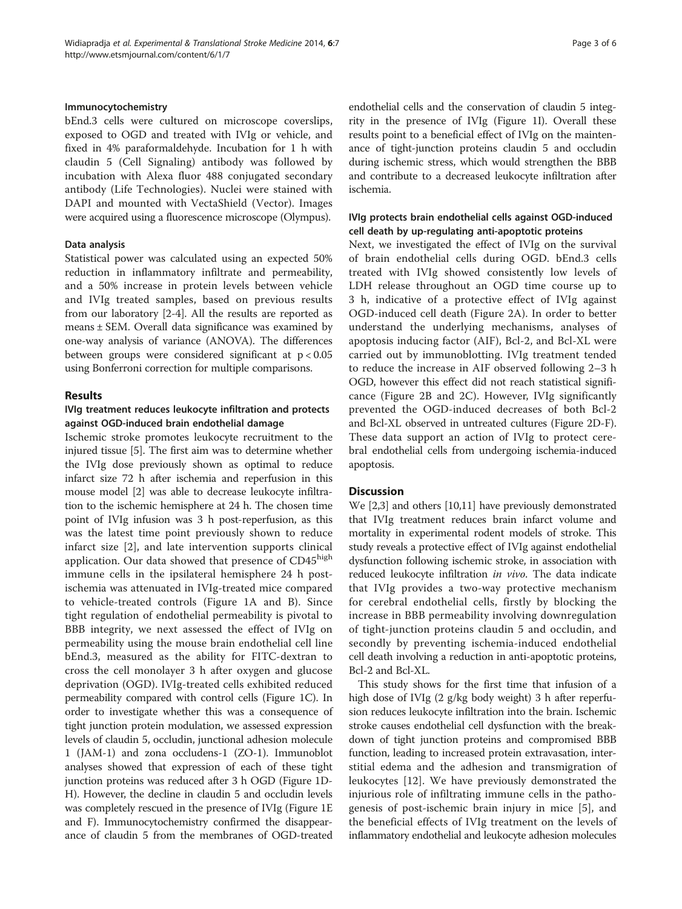### Immunocytochemistry

bEnd.3 cells were cultured on microscope coverslips, exposed to OGD and treated with IVIg or vehicle, and fixed in 4% paraformaldehyde. Incubation for 1 h with claudin 5 (Cell Signaling) antibody was followed by incubation with Alexa fluor 488 conjugated secondary antibody (Life Technologies). Nuclei were stained with DAPI and mounted with VectaShield (Vector). Images were acquired using a fluorescence microscope (Olympus).

### Data analysis

Statistical power was calculated using an expected 50% reduction in inflammatory infiltrate and permeability, and a 50% increase in protein levels between vehicle and IVIg treated samples, based on previous results from our laboratory [2-4]. All the results are reported as means ± SEM. Overall data significance was examined by one-way analysis of variance (ANOVA). The differences between groups were considered significant at $p < 0.05$ using Bonferroni correction for multiple comparisons.

## Results

### IVIg treatment reduces leukocyte infiltration and protects against OGD-induced brain endothelial damage

Ischemic stroke promotes leukocyte recruitment to the injured tissue [5]. The first aim was to determine whether the IVIg dose previously shown as optimal to reduce infarct size 72 h after ischemia and reperfusion in this mouse model [2] was able to decrease leukocyte infiltration to the ischemic hemisphere at 24 h. The chosen time point of IVIg infusion was 3 h post-reperfusion, as this was the latest time point previously shown to reduce infarct size [2], and late intervention supports clinical application. Our data showed that presence of $CD45^{high}$ immune cells in the ipsilateral hemisphere 24 h post-ischemia was attenuated in IVIg-treated mice compared to vehicle-treated controls (Figure 1A and B). Since tight regulation of endothelial permeability is pivotal to BBB integrity, we next assessed the effect of IVIg on permeability using the mouse brain endothelial cell line bEnd.3, measured as the ability for FITC-dextran to cross the cell monolayer 3 h after oxygen and glucose deprivation (OGD). IVIg-treated cells exhibited reduced permeability compared with control cells (Figure 1C). In order to investigate whether this was a consequence of tight junction protein modulation, we assessed expression levels of claudin 5, occludin, junctional adhesion molecule 1 (JAM-1) and zona occludens-1 (ZO-1). Immunoblot analyses showed that expression of each of these tight junction proteins was reduced after 3 h OGD (Figure 1D-H). However, the decline in claudin 5 and occludin levels was completely rescued in the presence of IVIg (Figure 1E and F). Immunocytochemistry confirmed the disappearance of claudin 5 from the membranes of OGD-treated endothelial cells and the conservation of claudin 5 integrity in the presence of IVIg (Figure 1I). Overall these results point to a beneficial effect of IVIg on the maintenance of tight-junction proteins claudin 5 and occludin during ischemic stress, which would strengthen the BBB and contribute to a decreased leukocyte infiltration after ischemia.

### IVIg protects brain endothelial cells against OGD-induced cell death by up-regulating anti-apoptotic proteins

Next, we investigated the effect of IVIg on the survival of brain endothelial cells during OGD. bEnd.3 cells treated with IVIg showed consistently low levels of LDH release throughout an OGD time course up to 3 h, indicative of a protective effect of IVIg against OGD-induced cell death (Figure 2A). In order to better understand the underlying mechanisms, analyses of apoptosis inducing factor (AIF), Bcl-2, and Bcl-XL were carried out by immunoblotting. IVIg treatment tended to reduce the increase in AIF observed following 2–3 h OGD, however this effect did not reach statistical significance (Figure 2B and 2C). However, IVIg significantly prevented the OGD-induced decreases of both Bcl-2 and Bcl-XL observed in untreated cultures (Figure 2D-F). These data support an action of IVIg to protect cerebral endothelial cells from undergoing ischemia-induced apoptosis.

## Discussion

We [2,3] and others [10,11] have previously demonstrated that IVIg treatment reduces brain infarct volume and mortality in experimental rodent models of stroke. This study reveals a protective effect of IVIg against endothelial dysfunction following ischemic stroke, in association with reduced leukocyte infiltration *in vivo*. The data indicate that IVIg provides a two-way protective mechanism for cerebral endothelial cells, firstly by blocking the increase in BBB permeability involving downregulation of tight-junction proteins claudin 5 and occludin, and secondly by preventing ischemia-induced endothelial cell death involving a reduction in anti-apoptotic proteins, Bcl-2 and Bcl-XL.

This study shows for the first time that infusion of a high dose of IVIg (2 g/kg body weight) 3 h after reperfusion reduces leukocyte infiltration into the brain. Ischemic stroke causes endothelial cell dysfunction with the breakdown of tight junction proteins and compromised BBB function, leading to increased protein extravasation, interstitial edema and the adhesion and transmigration of leukocytes [12]. We have previously demonstrated the injurious role of infiltrating immune cells in the pathogenesis of post-ischemic brain injury in mice [5], and the beneficial effects of IVIg treatment on the levels of inflammatory endothelial and leukocyte adhesion molecules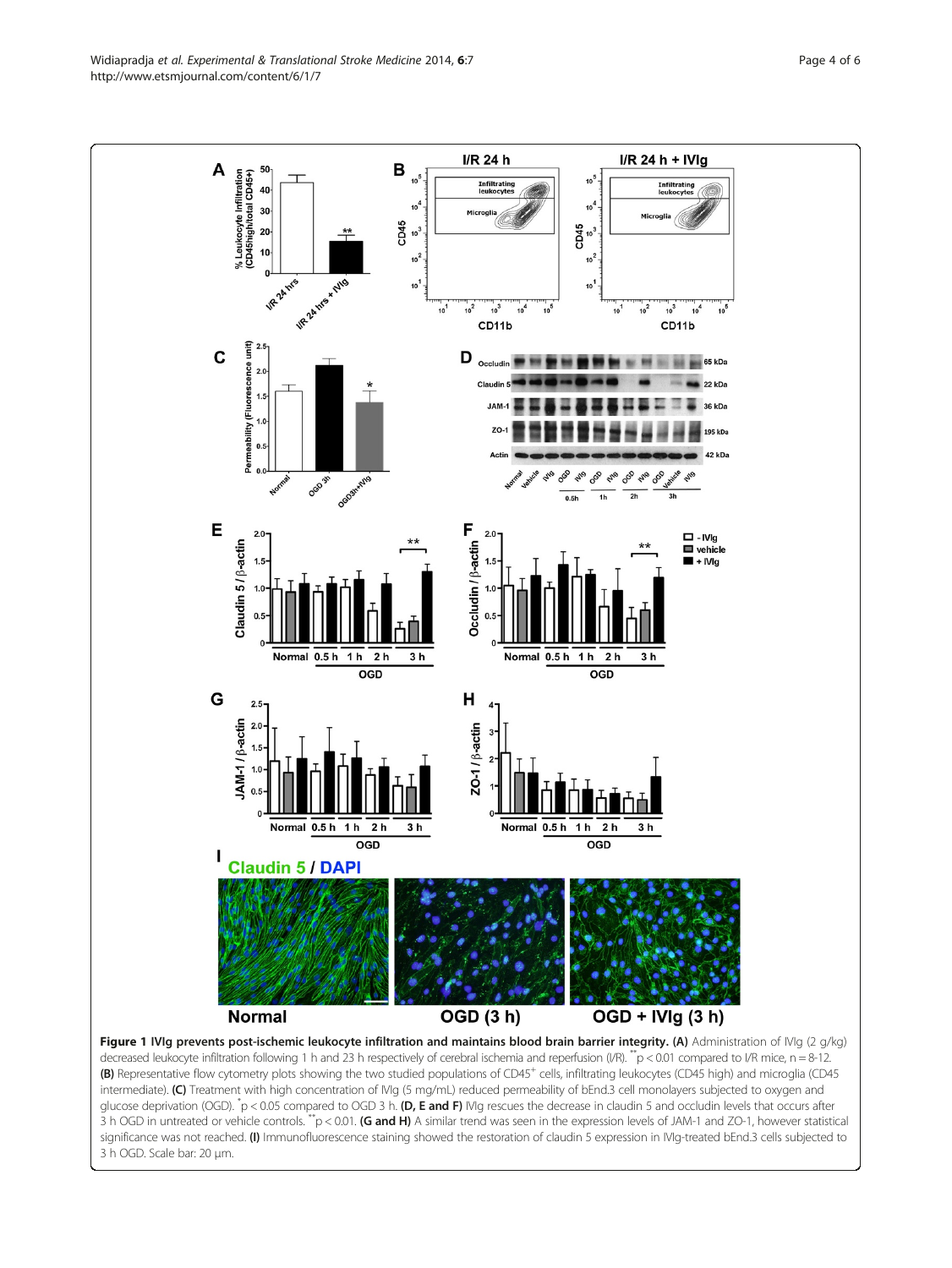**Figure 1 IVIg prevents post-ischemic leukocyte infiltration and maintains blood brain barrier integrity.** **(A)** Administration of IVIg (2 g/kg) decreased leukocyte infiltration following 1 h and 23 h respectively of cerebral ischemia and reperfusion (I/R). $^{**}p < 0.01$ compared to I/R mice, n = 8-12. **(B)** Representative flow cytometry plots showing the two studied populations of $CD45^+$ cells, infiltrating leukocytes (CD45 high) and microglia (CD45 intermediate). **(C)** Treatment with high concentration of IVIg (5 mg/mL) reduced permeability of bEnd.3 cell monolayers subjected to oxygen and glucose deprivation (OGD). $^{*}p < 0.05$ compared to OGD 3 h. **(D, E and F)** IVIg rescues the decrease in claudin 5 and occludin levels that occurs after 3 h OGD in untreated or vehicle controls. $^{**}p < 0.01$. **(G and H)** A similar trend was seen in the expression levels of JAM-1 and ZO-1, however statistical significance was not reached. **(I)** Immunofluorescence staining showed the restoration of claudin 5 expression in IVIg-treated bEnd.3 cells subjected to 3 h OGD. Scale bar: 20 μm.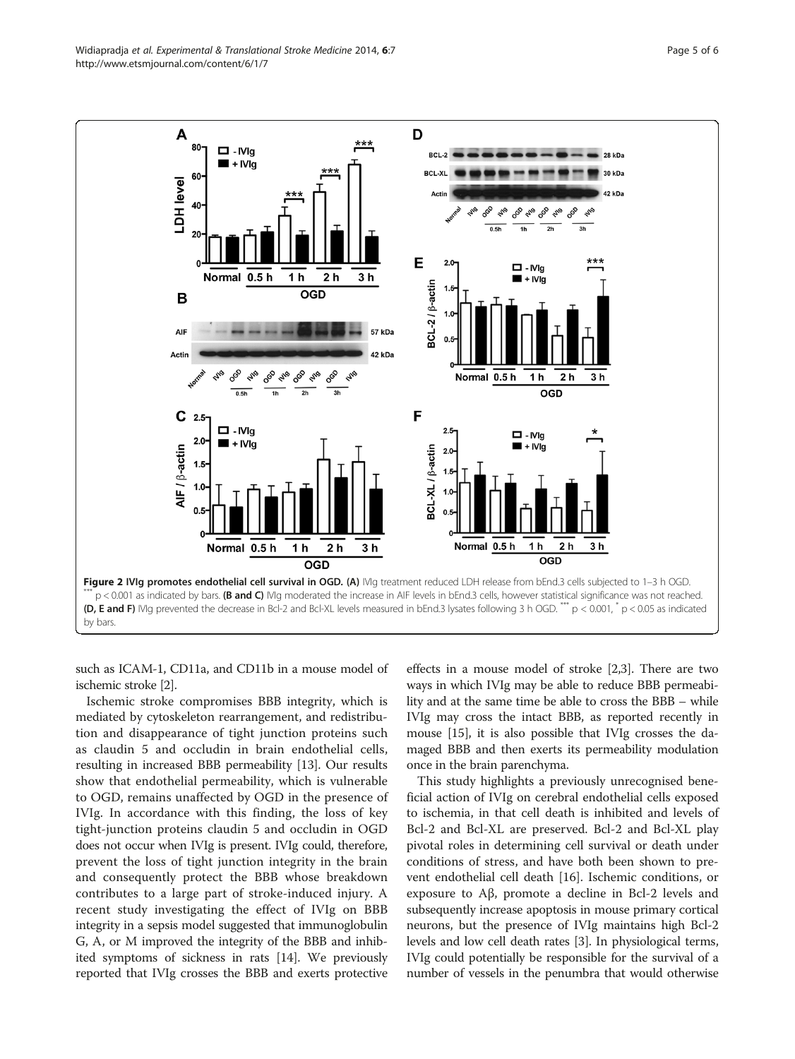**Figure 2 IVIg promotes endothelial cell survival in OGD. (A)** IVIg treatment reduced LDH release from bEnd.3 cells subjected to 1–3 h OGD. $^{***}p < 0.001$ as indicated by bars. **(B and C)** IVIg moderated the increase in AIF levels in bEnd.3 cells, however statistical significance was not reached. **(D, E and F)** IVIg prevented the decrease in Bcl-2 and Bcl-XL levels measured in bEnd.3 lysates following 3 h OGD. $^{***}p < 0.001$, $^{*}p < 0.05$ as indicated by bars.

such as ICAM-1, CD11a, and CD11b in a mouse model of ischemic stroke [2].

Ischemic stroke compromises BBB integrity, which is mediated by cytoskeleton rearrangement, and redistribution and disappearance of tight junction proteins such as claudin 5 and occludin in brain endothelial cells, resulting in increased BBB permeability [13]. Our results show that endothelial permeability, which is vulnerable to OGD, remains unaffected by OGD in the presence of IVIg. In accordance with this finding, the loss of key tight-junction proteins claudin 5 and occludin in OGD does not occur when IVIg is present. IVIg could, therefore, prevent the loss of tight junction integrity in the brain and consequently protect the BBB whose breakdown contributes to a large part of stroke-induced injury. A recent study investigating the effect of IVIg on BBB integrity in a sepsis model suggested that immunoglobulin G, A, or M improved the integrity of the BBB and inhibited symptoms of sickness in rats [14]. We previously reported that IVIg crosses the BBB and exerts protective effects in a mouse model of stroke [2,3]. There are two ways in which IVIg may be able to reduce BBB permeability and at the same time be able to cross the BBB – while IVIg may cross the intact BBB, as reported recently in mouse [15], it is also possible that IVIg crosses the damaged BBB and then exerts its permeability modulation once in the brain parenchyma.

This study highlights a previously unrecognised beneficial action of IVIg on cerebral endothelial cells exposed to ischemia, in that cell death is inhibited and levels of Bcl-2 and Bcl-XL are preserved. Bcl-2 and Bcl-XL play pivotal roles in determining cell survival or death under conditions of stress, and have both been shown to prevent endothelial cell death [16]. Ischemic conditions, or exposure to Aβ, promote a decline in Bcl-2 levels and subsequently increase apoptosis in mouse primary cortical neurons, but the presence of IVIg maintains high Bcl-2 levels and low cell death rates [3]. In physiological terms, IVIg could potentially be responsible for the survival of a number of vessels in the penumbra that would otherwise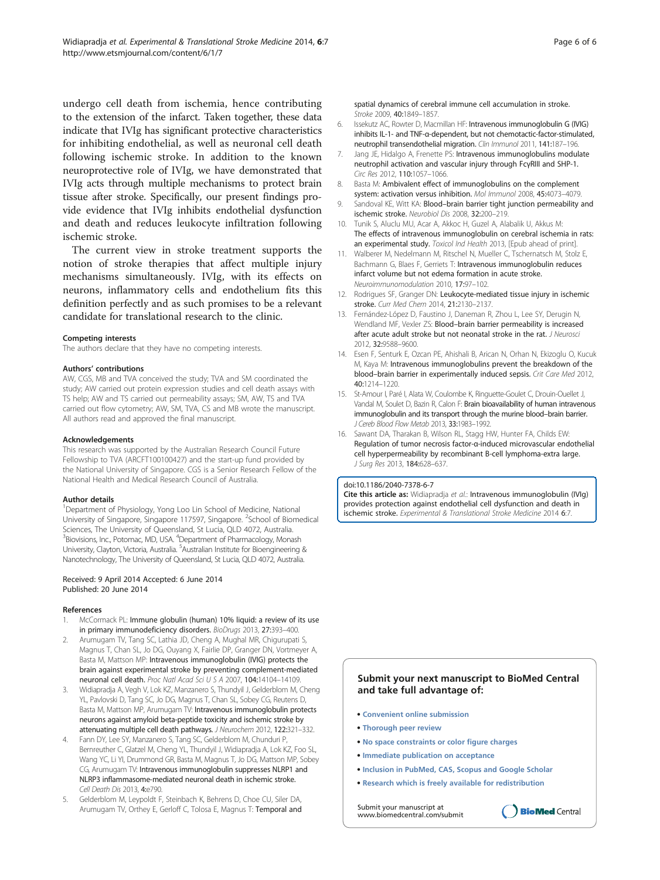undergo cell death from ischemia, hence contributing to the extension of the infarct. Taken together, these data indicate that IVIg has significant protective characteristics for inhibiting endothelial, as well as neuronal cell death following ischemic stroke. In addition to the known neuroprotective role of IVIg, we have demonstrated that IVIg acts through multiple mechanisms to protect brain tissue after stroke. Specifically, our present findings provide evidence that IVIg inhibits endothelial dysfunction and death and reduces leukocyte infiltration following ischemic stroke.

The current view in stroke treatment supports the notion of stroke therapies that affect multiple injury mechanisms simultaneously. IVIg, with its effects on neurons, inflammatory cells and endothelium fits this definition perfectly and as such promises to be a relevant candidate for translational research to the clinic.

#### Competing interests

The authors declare that they have no competing interests.

#### Authors' contributions

AW, CGS, MB and TVA conceived the study; TVA and SM coordinated the study; AW carried out protein expression studies and cell death assays with TS help; AW and TS carried out permeability assays; SM, AW, TS and TVA carried out flow cytometry; AW, SM, TVA, CS and MB wrote the manuscript. All authors read and approved the final manuscript.

#### Acknowledgements

This research was supported by the Australian Research Council Future Fellowship to TVA (ARCFT100100427) and the start-up fund provided by the National University of Singapore. CGS is a Senior Research Fellow of the National Health and Medical Research Council of Australia.

#### Author details

[1]Department of Physiology, Yong Loo Lin School of Medicine, National University of Singapore, Singapore 117597, Singapore. [2]School of Biomedical Sciences, The University of Queensland, St Lucia, QLD 4072, Australia. [3]Biovisions, Inc., Potomac, MD, USA. [4]Department of Pharmacology, Monash University, Clayton, Victoria, Australia. [5]Australian Institute for Bioengineering & Nanotechnology, The University of Queensland, St Lucia, QLD 4072, Australia.

Received: 9 April 2014 Accepted: 6 June 2014
Published: 20 June 2014

#### References

1. McCormack PL: **Immune globulin (human) 10% liquid: a review of its use in primary immunodeficiency disorders.** *BioDrugs* 2013, **27:**393–400.
2. Arumugam TV, Tang SC, Lathia JD, Cheng A, Mughal MR, Chigurupati S, Magnus T, Chan SL, Jo DG, Ouyang X, Fairlie DP, Granger DN, Vortmeyer A, Basta M, Mattson MP: **Intravenous immunoglobulin (IVIG) protects the brain against experimental stroke by preventing complement-mediated neuronal cell death.** *Proc Natl Acad Sci U S A* 2007, **104:**14104–14109.
3. Widiapradja A, Vegh V, Lok KZ, Manzanero S, Thundyil J, Gelderblom M, Cheng YL, Pavlovski D, Tang SC, Jo DG, Magnus T, Chan SL, Sobey CG, Reutens D, Basta M, Mattson MP, Arumugam TV: **Intravenous immunoglobulin protects neurons against amyloid beta-peptide toxicity and ischemic stroke by attenuating multiple cell death pathways.** *J Neurochem* 2012, **122:**321–332.
4. Fann DY, Lee SY, Manzanero S, Tang SC, Gelderblom M, Chunduri P, Bernreuther C, Glatzel M, Cheng YL, Thundyil J, Widiapradja A, Lok KZ, Foo SL, Wang YC, Li YI, Drummond GR, Basta M, Magnus T, Jo DG, Mattson MP, Sobey CG, Arumugam TV: **Intravenous immunoglobulin suppresses NLRP1 and NLRP3 inflammasome-mediated neuronal death in ischemic stroke.** *Cell Death Dis* 2013, **4:**e790.
5. Gelderblom M, Leypoldt F, Steinbach K, Behrens D, Choe CU, Siler DA, Arumugam TV, Orthey E, Gerloff C, Tolosa E, Magnus T: **Temporal and spatial dynamics of cerebral immune cell accumulation in stroke.** *Stroke* 2009, **40:**1849–1857.
6. Issekutz AC, Rowter D, Macmillan HF: **Intravenous immunoglobulin G (IVIG) inhibits IL-1- and TNF-α-dependent, but not chemotactic-factor-stimulated, neutrophil transendothelial migration.** *Clin Immunol* 2011, **141:**187–196.
7. Jang JE, Hidalgo A, Frenette PS: **Intravenous immunoglobulins modulate neutrophil activation and vascular injury through FcγRIII and SHP-1.** *Circ Res* 2012, **110:**1057–1066.
8. Basta M: **Ambivalent effect of immunoglobulins on the complement system: activation versus inhibition.** *Mol Immunol* 2008, **45:**4073–4079.
9. Sandoval KE, Witt KA: **Blood–brain barrier tight junction permeability and ischemic stroke.** *Neurobiol Dis* 2008, **32:**200–219.
10. Tunik S, Aluclu MU, Acar A, Akkoc H, Guzel A, Alabalik U, Akkus M: **The effects of intravenous immunoglobulin on cerebral ischemia in rats: an experimental study.** *Toxicol Ind Health* 2013, [Epub ahead of print].
11. Walberer M, Nedelmann M, Ritschel N, Mueller C, Tschernatsch M, Stolz E, Bachmann G, Blaes F, Gerriets T: **Intravenous immunoglobulin reduces infarct volume but not edema formation in acute stroke.** *Neuroimmunomodulation* 2010, **17:**97–102.
12. Rodrigues SF, Granger DN: **Leukocyte-mediated tissue injury in ischemic stroke.** *Curr Med Chem* 2014, **21:**2130–2137.
13. Fernández-López D, Faustino J, Daneman R, Zhou L, Lee SY, Derugin N, Wendland MF, Vexler ZS: **Blood–brain barrier permeability is increased after acute adult stroke but not neonatal stroke in the rat.** *J Neurosci* 2012, **32:**9588–9600.
14. Esen F, Senturk E, Ozcan PE, Ahishali B, Arican N, Orhan N, Ekizoglu O, Kucuk M, Kaya M: **Intravenous immunoglobulins prevent the breakdown of the blood–brain barrier in experimentally induced sepsis.** *Crit Care Med* 2012, **40:**1214–1220.
15. St-Amour I, Paré I, Alata W, Coulombe K, Ringuette-Goulet C, Drouin-Ouellet J, Vandal M, Soulet D, Bazin R, Calon F: **Brain bioavailability of human intravenous immunoglobulin and its transport through the murine blood–brain barrier.** *J Cereb Blood Flow Metab* 2013, **33:**1983–1992.
16. Sawant DA, Tharakan B, Wilson RL, Stagg HW, Hunter FA, Childs EW: **Regulation of tumor necrosis factor-α-induced microvascular endothelial cell hyperpermeability by recombinant B-cell lymphoma-extra large.** *J Surg Res* 2013, **184:**628–637.

doi:10.1186/2040-7378-6-7
**Cite this article as:** Widiapradja *et al.*: Intravenous immunoglobulin (IVIg) provides protection against endothelial cell dysfunction and death in ischemic stroke. *Experimental & Translational Stroke Medicine* 2014 **6**:7.

**Submit your next manuscript to BioMed Central and take full advantage of:**

- **Convenient online submission**
- **Thorough peer review**
- **No space constraints or color figure charges**
- **Immediate publication on acceptance**
- **Inclusion in PubMed, CAS, Scopus and Google Scholar**
- **Research which is freely available for redistribution**

Submit your manuscript at
www.biomedcentral.com/submit

BioMed Central